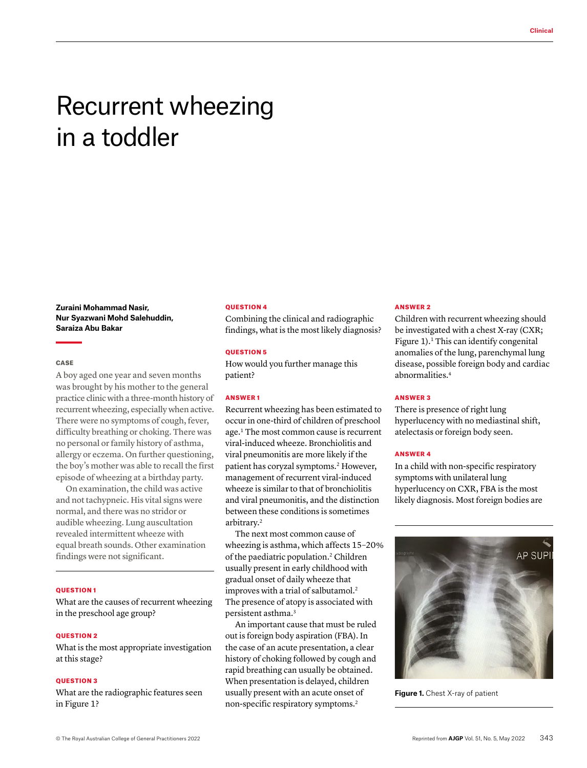# Recurrent wheezing in a toddler

**Zuraini Mohammad Nasir, Nur Syazwani Mohd Salehuddin, Saraiza Abu Bakar**

## CASE

A boy aged one year and seven months was brought by his mother to the general practice clinic with a three-month history of recurrent wheezing, especially when active. There were no symptoms of cough, fever, difficulty breathing or choking. There was no personal or family history of asthma, allergy or eczema. On further questioning, the boy's mother was able to recall the first episode of wheezing at a birthday party.

On examination, the child was active and not tachypneic. His vital signs were normal, and there was no stridor or audible wheezing. Lung auscultation revealed intermittent wheeze with equal breath sounds. Other examination findings were not significant.

## QUESTION 1

What are the causes of recurrent wheezing in the preschool age group?

## QUESTION 2

What is the most appropriate investigation at this stage?

## QUESTION 3

What are the radiographic features seen in Figure 1?

## QUESTION 4

Combining the clinical and radiographic findings, what is the most likely diagnosis?

## QUESTION 5

How would you further manage this patient?

## ANSWER 1

Recurrent wheezing has been estimated to occur in one-third of children of preschool age.[1] The most common cause is recurrent viral-induced wheeze. Bronchiolitis and viral pneumonitis are more likely if the patient has coryzal symptoms.[2] However, management of recurrent viral-induced wheeze is similar to that of bronchiolitis and viral pneumonitis, and the distinction between these conditions is sometimes arbitrary.[2]

The next most common cause of wheezing is asthma, which affects 15–20% of the paediatric population.[2] Children usually present in early childhood with gradual onset of daily wheeze that improves with a trial of salbutamol.[2] The presence of atopy is associated with persistent asthma.[3]

An important cause that must be ruled out is foreign body aspiration (FBA). In the case of an acute presentation, a clear history of choking followed by cough and rapid breathing can usually be obtained. When presentation is delayed, children usually present with an acute onset of non-specific respiratory symptoms.[2]

## ANSWER 2

Children with recurrent wheezing should be investigated with a chest X-ray (CXR; Figure 1).[1] This can identify congenital anomalies of the lung, parenchymal lung disease, possible foreign body and cardiac abnormalities.[4]

## ANSWER 3

There is presence of right lung hyperlucency with no mediastinal shift, atelectasis or foreign body seen.

## ANSWER 4

In a child with non-specific respiratory symptoms with unilateral lung hyperlucency on CXR, FBA is the most likely diagnosis. Most foreign bodies are

**Figure 1.** Chest X-ray of patient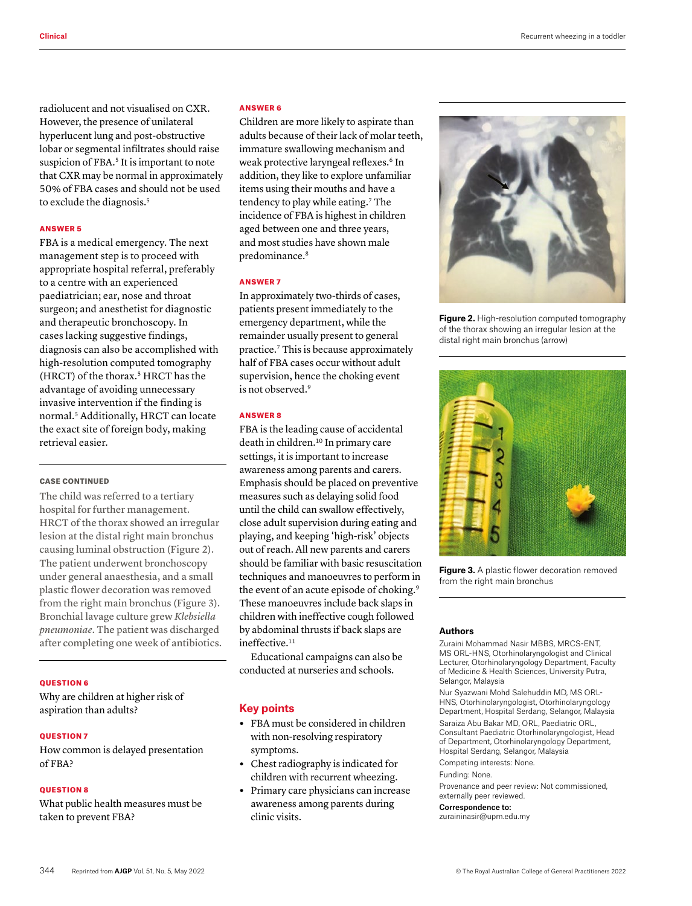radiolucent and not visualised on CXR. However, the presence of unilateral hyperlucent lung and post-obstructive lobar or segmental infiltrates should raise suspicion of FBA.[5] It is important to note that CXR may be normal in approximately 50% of FBA cases and should not be used to exclude the diagnosis.[5]

#### ANSWER 5

FBA is a medical emergency. The next management step is to proceed with appropriate hospital referral, preferably to a centre with an experienced paediatrician; ear, nose and throat surgeon; and anesthetist for diagnostic and therapeutic bronchoscopy. In cases lacking suggestive findings, diagnosis can also be accomplished with high-resolution computed tomography (HRCT) of the thorax.[5] HRCT has the advantage of avoiding unnecessary invasive intervention if the finding is normal.[5] Additionally, HRCT can locate the exact site of foreign body, making retrieval easier.

#### CASE CONTINUED

The child was referred to a tertiary hospital for further management. HRCT of the thorax showed an irregular lesion at the distal right main bronchus causing luminal obstruction (Figure 2). The patient underwent bronchoscopy under general anaesthesia, and a small plastic flower decoration was removed from the right main bronchus (Figure 3). Bronchial lavage culture grew *Klebsiella pneumoniae*. The patient was discharged after completing one week of antibiotics.

#### QUESTION 6

Why are children at higher risk of aspiration than adults?

#### QUESTION 7

How common is delayed presentation of FBA?

#### QUESTION 8

What public health measures must be taken to prevent FBA?

#### ANSWER 6

Children are more likely to aspirate than adults because of their lack of molar teeth, immature swallowing mechanism and weak protective laryngeal reflexes.[6] In addition, they like to explore unfamiliar items using their mouths and have a tendency to play while eating.[7] The incidence of FBA is highest in children aged between one and three years, and most studies have shown male predominance.[8]

#### ANSWER 7

In approximately two-thirds of cases, patients present immediately to the emergency department, while the remainder usually present to general practice.[7] This is because approximately half of FBA cases occur without adult supervision, hence the choking event is not observed.[9]

#### ANSWER 8

FBA is the leading cause of accidental death in children.[10] In primary care settings, it is important to increase awareness among parents and carers. Emphasis should be placed on preventive measures such as delaying solid food until the child can swallow effectively, close adult supervision during eating and playing, and keeping 'high-risk' objects out of reach. All new parents and carers should be familiar with basic resuscitation techniques and manoeuvres to perform in the event of an acute episode of choking.[9] These manoeuvres include back slaps in children with ineffective cough followed by abdominal thrusts if back slaps are ineffective.[11]

Educational campaigns can also be conducted at nurseries and schools.

## Key points

- FBA must be considered in children with non-resolving respiratory symptoms.
- Chest radiography is indicated for children with recurrent wheezing.
- Primary care physicians can increase awareness among parents during clinic visits.

**Figure 2.** High-resolution computed tomography of the thorax showing an irregular lesion at the distal right main bronchus (arrow)

**Figure 3.** A plastic flower decoration removed from the right main bronchus

### Authors

Zuraini Mohammad Nasir MBBS, MRCS-ENT, MS ORL-HNS, Otorhinolaryngologist and Clinical Lecturer, Otorhinolaryngology Department, Faculty of Medicine & Health Sciences, University Putra, Selangor, Malaysia

Nur Syazwani Mohd Salehuddin MD, MS ORL-HNS, Otorhinolaryngologist, Otorhinolaryngology Department, Hospital Serdang, Selangor, Malaysia

Saraiza Abu Bakar MD, ORL, Paediatric ORL, Consultant Paediatric Otorhinolaryngologist, Head of Department, Otorhinolaryngology Department, Hospital Serdang, Selangor, Malaysia

Competing interests: None.

Funding: None.

Provenance and peer review: Not commissioned, externally peer reviewed.

**Correspondence to:**
zuraininasir@upm.edu.my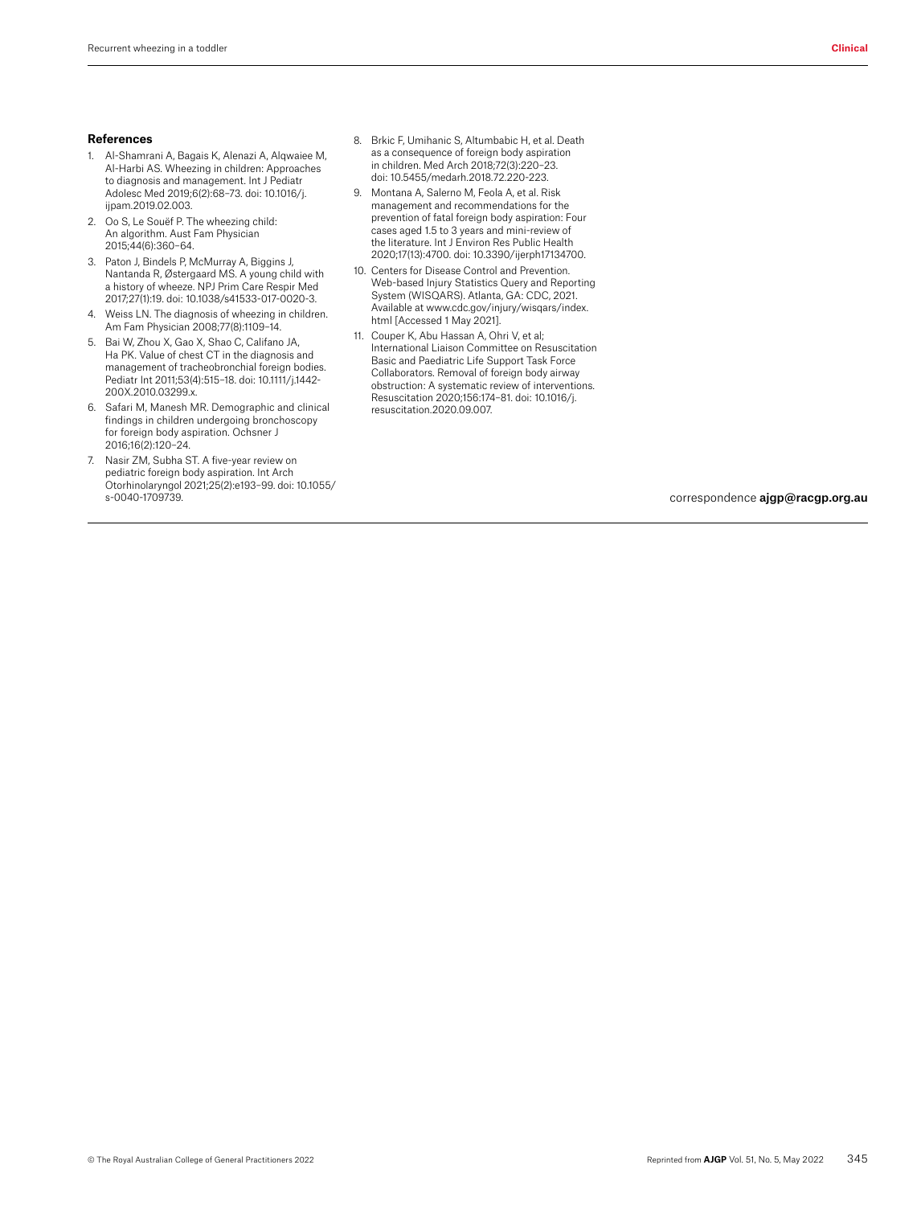## References

1. Al-Shamrani A, Bagais K, Alenazi A, Alqwaiee M, Al-Harbi AS. Wheezing in children: Approaches to diagnosis and management. Int J Pediatr Adolesc Med 2019;6(2):68–73. doi: 10.1016/j.ijpam.2019.02.003.
2. Oo S, Le Souëf P. The wheezing child: An algorithm. Aust Fam Physician 2015;44(6):360–64.
3. Paton J, Bindels P, McMurray A, Biggins J, Nantanda R, Østergaard MS. A young child with a history of wheeze. NPJ Prim Care Respir Med 2017;27(1):19. doi: 10.1038/s41533-017-0020-3.
4. Weiss LN. The diagnosis of wheezing in children. Am Fam Physician 2008;77(8):1109–14.
5. Bai W, Zhou X, Gao X, Shao C, Califano JA, Ha PK. Value of chest CT in the diagnosis and management of tracheobronchial foreign bodies. Pediatr Int 2011;53(4):515–18. doi: 10.1111/j.1442-200X.2010.03299.x.
6. Safari M, Manesh MR. Demographic and clinical findings in children undergoing bronchoscopy for foreign body aspiration. Ochsner J 2016;16(2):120–24.
7. Nasir ZM, Subha ST. A five-year review on pediatric foreign body aspiration. Int Arch Otorhinolaryngol 2021;25(2):e193–99. doi: 10.1055/s-0040-1709739.
8. Brkic F, Umihanic S, Altumbabic H, et al. Death as a consequence of foreign body aspiration in children. Med Arch 2018;72(3):220–23. doi: 10.5455/medarh.2018.72.220-223.
9. Montana A, Salerno M, Feola A, et al. Risk management and recommendations for the prevention of fatal foreign body aspiration: Four cases aged 1.5 to 3 years and mini-review of the literature. Int J Environ Res Public Health 2020;17(13):4700. doi: 10.3390/ijerph17134700.
10. Centers for Disease Control and Prevention. Web-based Injury Statistics Query and Reporting System (WISQARS). Atlanta, GA: CDC, 2021. Available at www.cdc.gov/injury/wisqars/index.html [Accessed 1 May 2021].
11. Couper K, Abu Hassan A, Ohri V, et al; International Liaison Committee on Resuscitation Basic and Paediatric Life Support Task Force Collaborators. Removal of foreign body airway obstruction: A systematic review of interventions. Resuscitation 2020;156:174–81. doi: 10.1016/j.resuscitation.2020.09.007.

correspondence **ajgp@racgp.org.au**